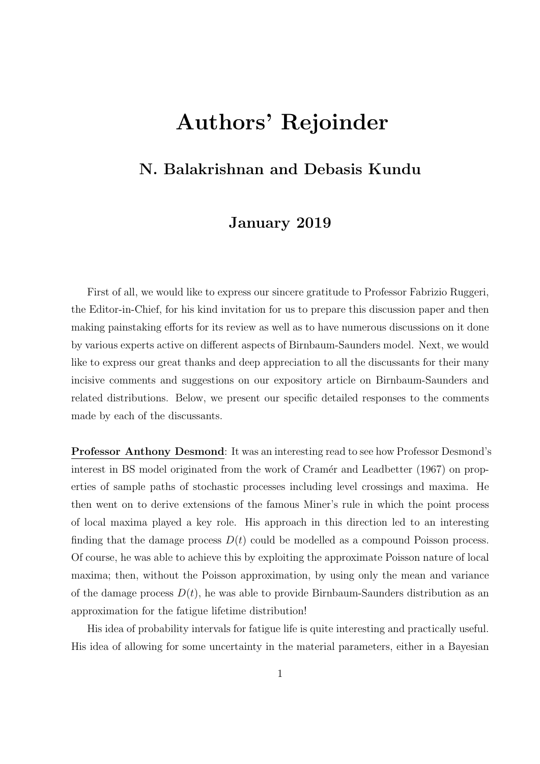# Authors' Rejoinder

## N. Balakrishnan and Debasis Kundu

### January 2019

First of all, we would like to express our sincere gratitude to Professor Fabrizio Ruggeri, the Editor-in-Chief, for his kind invitation for us to prepare this discussion paper and then making painstaking efforts for its review as well as to have numerous discussions on it done by various experts active on different aspects of Birnbaum-Saunders model. Next, we would like to express our great thanks and deep appreciation to all the discussants for their many incisive comments and suggestions on our expository article on Birnbaum-Saunders and related distributions. Below, we present our specific detailed responses to the comments made by each of the discussants.

**Professor Anthony Desmond**: It was an interesting read to see how Professor Desmond's interest in BS model originated from the work of Cramér and Leadbetter (1967) on properties of sample paths of stochastic processes including level crossings and maxima. He then went on to derive extensions of the famous Miner's rule in which the point process of local maxima played a key role. His approach in this direction led to an interesting finding that the damage process $D(t)$ could be modelled as a compound Poisson process. Of course, he was able to achieve this by exploiting the approximate Poisson nature of local maxima; then, without the Poisson approximation, by using only the mean and variance of the damage process $D(t)$, he was able to provide Birnbaum-Saunders distribution as an approximation for the fatigue lifetime distribution!

His idea of probability intervals for fatigue life is quite interesting and practically useful. His idea of allowing for some uncertainty in the material parameters, either in a Bayesian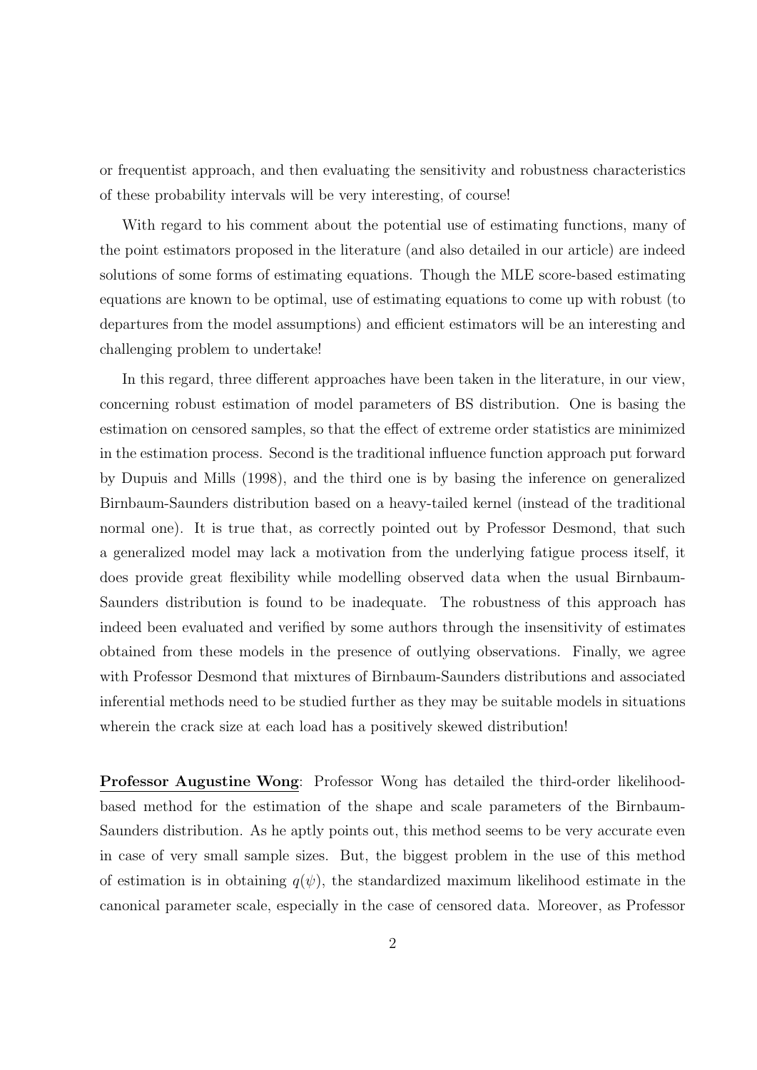or frequentist approach, and then evaluating the sensitivity and robustness characteristics of these probability intervals will be very interesting, of course!

With regard to his comment about the potential use of estimating functions, many of the point estimators proposed in the literature (and also detailed in our article) are indeed solutions of some forms of estimating equations. Though the MLE score-based estimating equations are known to be optimal, use of estimating equations to come up with robust (to departures from the model assumptions) and efficient estimators will be an interesting and challenging problem to undertake!

In this regard, three different approaches have been taken in the literature, in our view, concerning robust estimation of model parameters of BS distribution. One is basing the estimation on censored samples, so that the effect of extreme order statistics are minimized in the estimation process. Second is the traditional influence function approach put forward by Dupuis and Mills (1998), and the third one is by basing the inference on generalized Birnbaum-Saunders distribution based on a heavy-tailed kernel (instead of the traditional normal one). It is true that, as correctly pointed out by Professor Desmond, that such a generalized model may lack a motivation from the underlying fatigue process itself, it does provide great flexibility while modelling observed data when the usual Birnbaum-Saunders distribution is found to be inadequate. The robustness of this approach has indeed been evaluated and verified by some authors through the insensitivity of estimates obtained from these models in the presence of outlying observations. Finally, we agree with Professor Desmond that mixtures of Birnbaum-Saunders distributions and associated inferential methods need to be studied further as they may be suitable models in situations wherein the crack size at each load has a positively skewed distribution!

**Professor Augustine Wong**: Professor Wong has detailed the third-order likelihood-based method for the estimation of the shape and scale parameters of the Birnbaum-Saunders distribution. As he aptly points out, this method seems to be very accurate even in case of very small sample sizes. But, the biggest problem in the use of this method of estimation is in obtaining $q(\psi)$, the standardized maximum likelihood estimate in the canonical parameter scale, especially in the case of censored data. Moreover, as Professor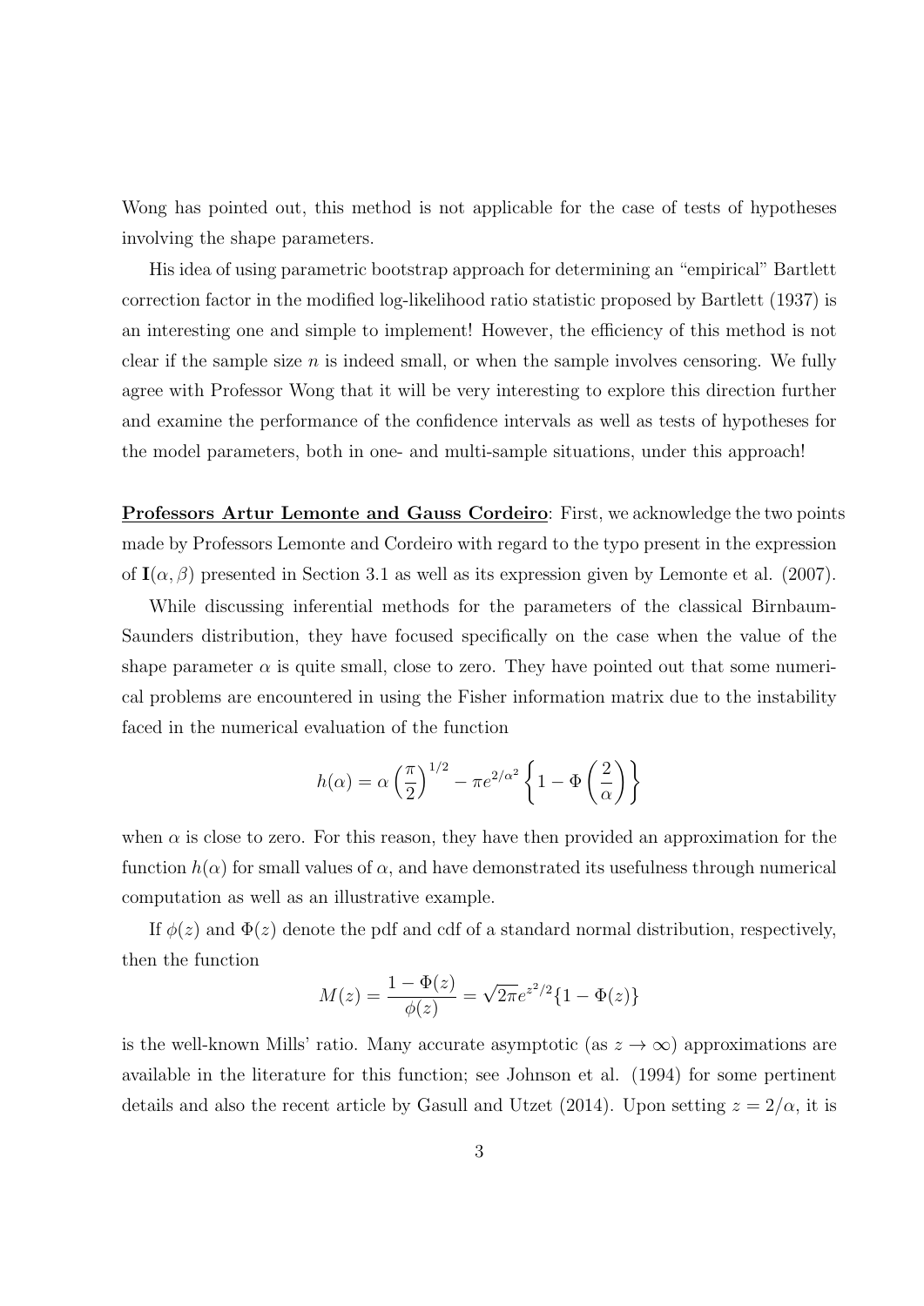Wong has pointed out, this method is not applicable for the case of tests of hypotheses involving the shape parameters.

His idea of using parametric bootstrap approach for determining an "empirical" Bartlett correction factor in the modified log-likelihood ratio statistic proposed by Bartlett (1937) is an interesting one and simple to implement! However, the efficiency of this method is not clear if the sample size $n$ is indeed small, or when the sample involves censoring. We fully agree with Professor Wong that it will be very interesting to explore this direction further and examine the performance of the confidence intervals as well as tests of hypotheses for the model parameters, both in one- and multi-sample situations, under this approach!

**Professors Artur Lemonte and Gauss Cordeiro**: First, we acknowledge the two points made by Professors Lemonte and Cordeiro with regard to the typo present in the expression of $\mathbf{I}(\alpha, \beta)$ presented in Section 3.1 as well as its expression given by Lemonte et al. (2007).

While discussing inferential methods for the parameters of the classical Birnbaum-Saunders distribution, they have focused specifically on the case when the value of the shape parameter $\alpha$ is quite small, close to zero. They have pointed out that some numerical problems are encountered in using the Fisher information matrix due to the instability faced in the numerical evaluation of the function

$$h(\alpha) = \alpha \left(\frac{\pi}{2}\right)^{1/2} - \pi e^{2/\alpha^2} \left\{1 - \Phi\left(\frac{2}{\alpha}\right)\right\}$$

when $\alpha$ is close to zero. For this reason, they have then provided an approximation for the function $h(\alpha)$ for small values of $\alpha$, and have demonstrated its usefulness through numerical computation as well as an illustrative example.

If $\phi(z)$ and $\Phi(z)$ denote the pdf and cdf of a standard normal distribution, respectively, then the function

$$M(z) = \frac{1 - \Phi(z)}{\phi(z)} = \sqrt{2\pi} e^{z^2/2} \{1 - \Phi(z)\}$$

is the well-known Mills' ratio. Many accurate asymptotic (as $z \to \infty$) approximations are available in the literature for this function; see Johnson et al. (1994) for some pertinent details and also the recent article by Gasull and Utzet (2014). Upon setting $z = 2/\alpha$, it is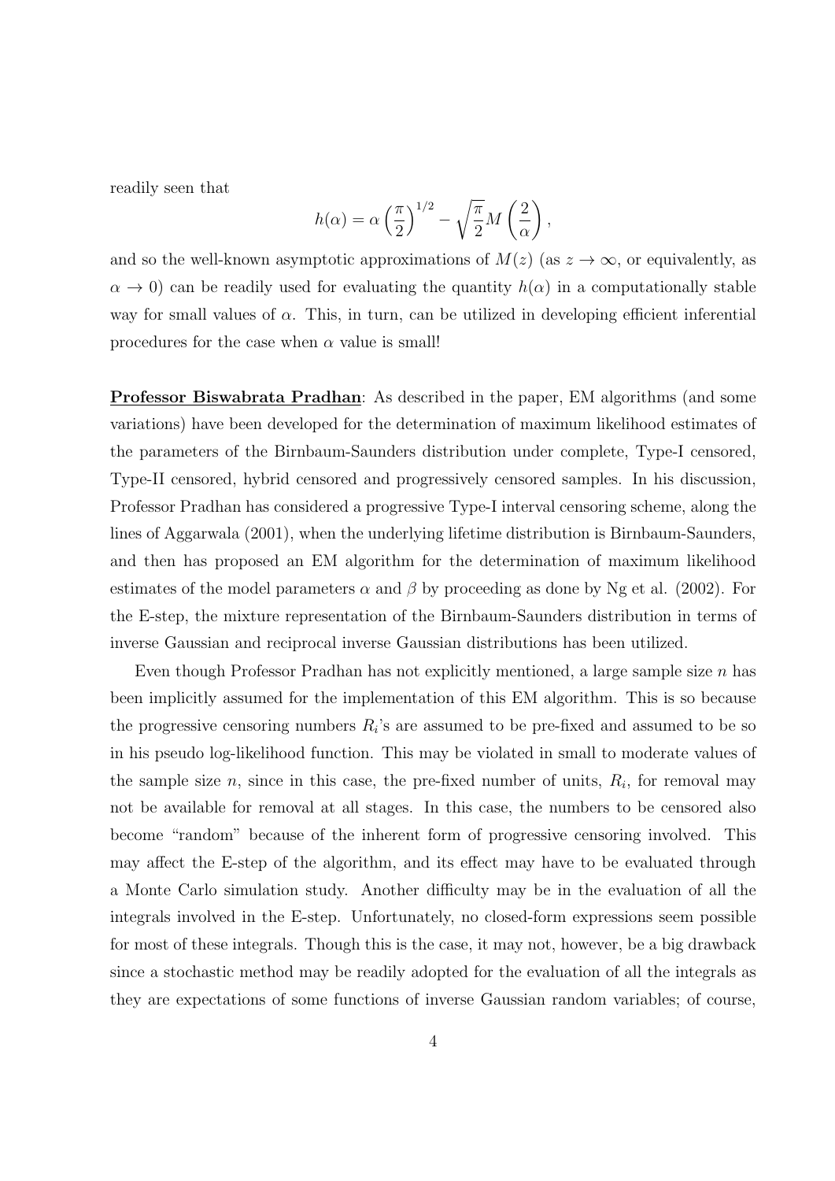readily seen that

$$h(\alpha) = \alpha \left(\frac{\pi}{2}\right)^{1/2} - \sqrt{\frac{\pi}{2}} M\left(\frac{2}{\alpha}\right),$$

and so the well-known asymptotic approximations of $M(z)$ (as $z \to \infty$, or equivalently, as $\alpha \to 0$) can be readily used for evaluating the quantity $h(\alpha)$ in a computationally stable way for small values of $\alpha$. This, in turn, can be utilized in developing efficient inferential procedures for the case when $\alpha$ value is small!

**Professor Biswabrata Pradhan**: As described in the paper, EM algorithms (and some variations) have been developed for the determination of maximum likelihood estimates of the parameters of the Birnbaum-Saunders distribution under complete, Type-I censored, Type-II censored, hybrid censored and progressively censored samples. In his discussion, Professor Pradhan has considered a progressive Type-I interval censoring scheme, along the lines of Aggarwala (2001), when the underlying lifetime distribution is Birnbaum-Saunders, and then has proposed an EM algorithm for the determination of maximum likelihood estimates of the model parameters $\alpha$ and $\beta$ by proceeding as done by Ng et al. (2002). For the E-step, the mixture representation of the Birnbaum-Saunders distribution in terms of inverse Gaussian and reciprocal inverse Gaussian distributions has been utilized.

Even though Professor Pradhan has not explicitly mentioned, a large sample size $n$ has been implicitly assumed for the implementation of this EM algorithm. This is so because the progressive censoring numbers $R_i$'s are assumed to be pre-fixed and assumed to be so in his pseudo log-likelihood function. This may be violated in small to moderate values of the sample size $n$, since in this case, the pre-fixed number of units, $R_i$, for removal may not be available for removal at all stages. In this case, the numbers to be censored also become "random" because of the inherent form of progressive censoring involved. This may affect the E-step of the algorithm, and its effect may have to be evaluated through a Monte Carlo simulation study. Another difficulty may be in the evaluation of all the integrals involved in the E-step. Unfortunately, no closed-form expressions seem possible for most of these integrals. Though this is the case, it may not, however, be a big drawback since a stochastic method may be readily adopted for the evaluation of all the integrals as they are expectations of some functions of inverse Gaussian random variables; of course,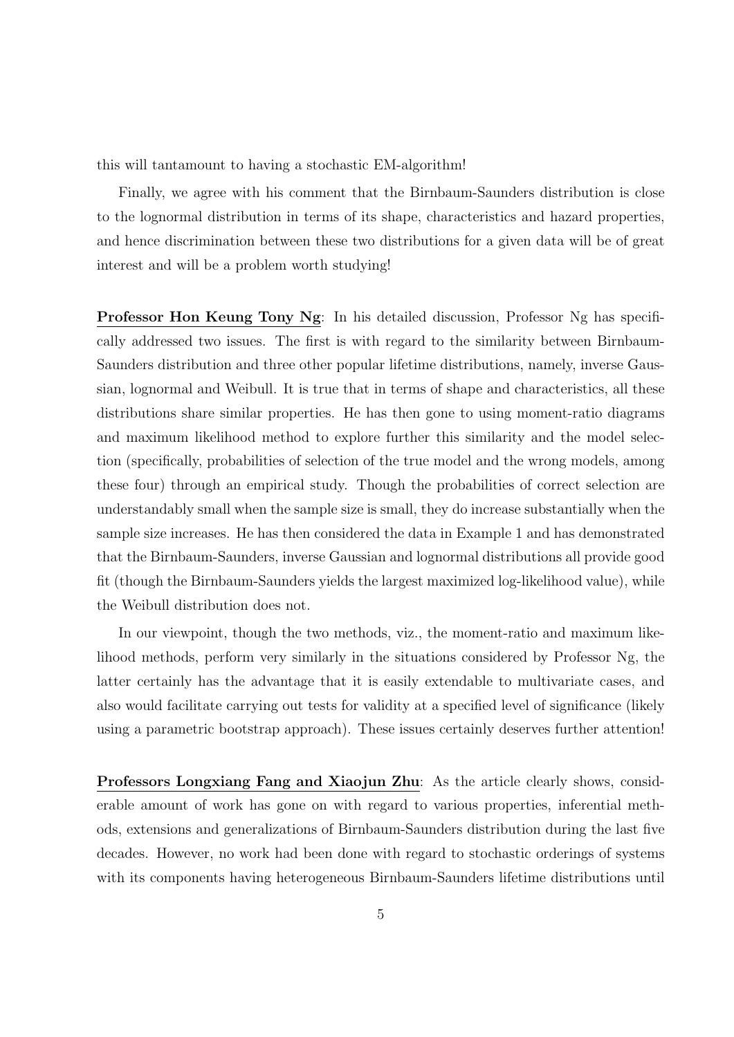this will tantamount to having a stochastic EM-algorithm!

Finally, we agree with his comment that the Birnbaum-Saunders distribution is close to the lognormal distribution in terms of its shape, characteristics and hazard properties, and hence discrimination between these two distributions for a given data will be of great interest and will be a problem worth studying!

**Professor Hon Keung Tony Ng**: In his detailed discussion, Professor Ng has specifically addressed two issues. The first is with regard to the similarity between Birnbaum-Saunders distribution and three other popular lifetime distributions, namely, inverse Gaussian, lognormal and Weibull. It is true that in terms of shape and characteristics, all these distributions share similar properties. He has then gone to using moment-ratio diagrams and maximum likelihood method to explore further this similarity and the model selection (specifically, probabilities of selection of the true model and the wrong models, among these four) through an empirical study. Though the probabilities of correct selection are understandably small when the sample size is small, they do increase substantially when the sample size increases. He has then considered the data in Example 1 and has demonstrated that the Birnbaum-Saunders, inverse Gaussian and lognormal distributions all provide good fit (though the Birnbaum-Saunders yields the largest maximized log-likelihood value), while the Weibull distribution does not.

In our viewpoint, though the two methods, viz., the moment-ratio and maximum likelihood methods, perform very similarly in the situations considered by Professor Ng, the latter certainly has the advantage that it is easily extendable to multivariate cases, and also would facilitate carrying out tests for validity at a specified level of significance (likely using a parametric bootstrap approach). These issues certainly deserves further attention!

**Professors Longxiang Fang and Xiaojun Zhu**: As the article clearly shows, considerable amount of work has gone on with regard to various properties, inferential methods, extensions and generalizations of Birnbaum-Saunders distribution during the last five decades. However, no work had been done with regard to stochastic orderings of systems with its components having heterogeneous Birnbaum-Saunders lifetime distributions until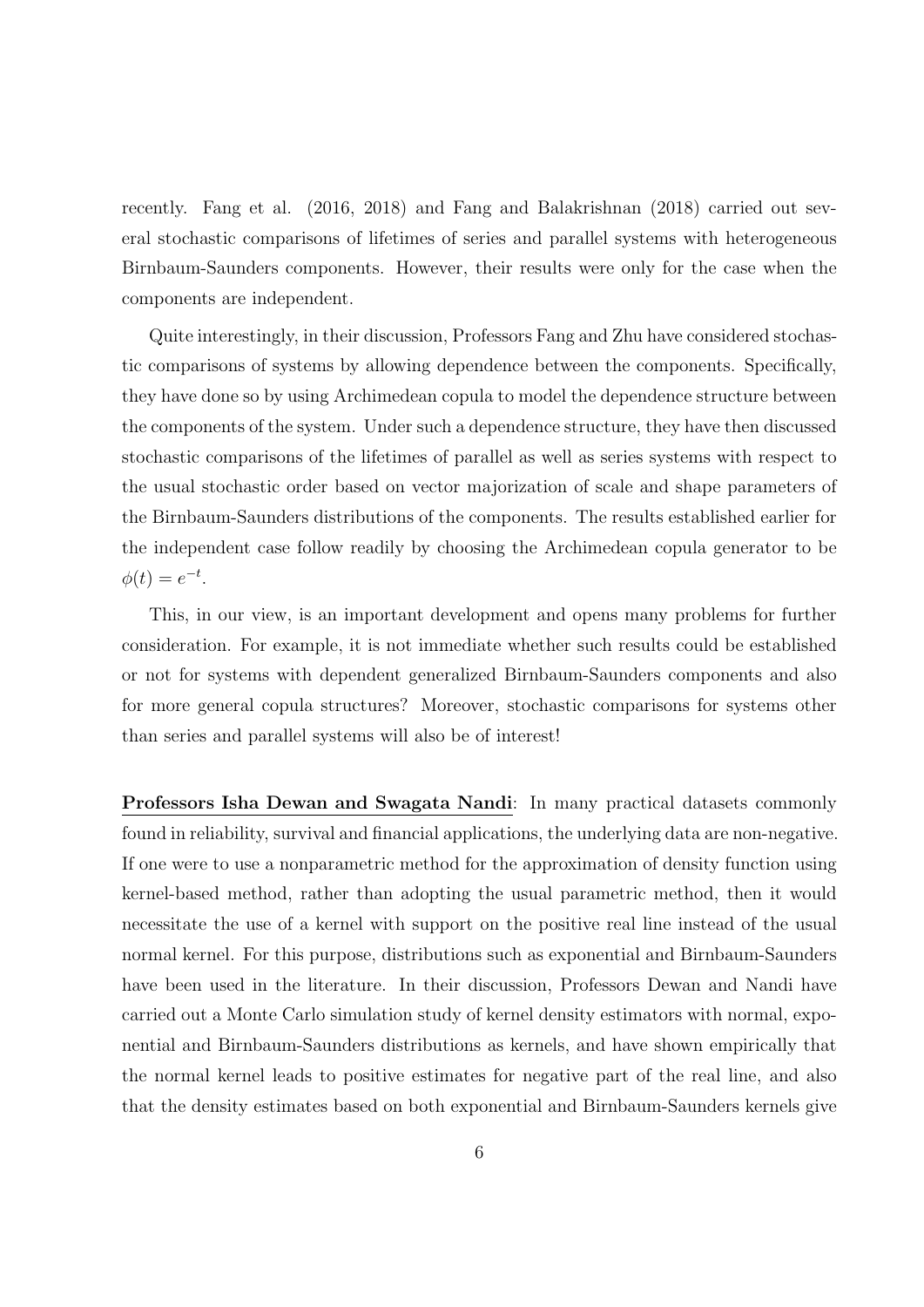recently. Fang et al. (2016, 2018) and Fang and Balakrishnan (2018) carried out several stochastic comparisons of lifetimes of series and parallel systems with heterogeneous Birnbaum-Saunders components. However, their results were only for the case when the components are independent.

Quite interestingly, in their discussion, Professors Fang and Zhu have considered stochastic comparisons of systems by allowing dependence between the components. Specifically, they have done so by using Archimedean copula to model the dependence structure between the components of the system. Under such a dependence structure, they have then discussed stochastic comparisons of the lifetimes of parallel as well as series systems with respect to the usual stochastic order based on vector majorization of scale and shape parameters of the Birnbaum-Saunders distributions of the components. The results established earlier for the independent case follow readily by choosing the Archimedean copula generator to be $\phi(t) = e^{-t}$.

This, in our view, is an important development and opens many problems for further consideration. For example, it is not immediate whether such results could be established or not for systems with dependent generalized Birnbaum-Saunders components and also for more general copula structures? Moreover, stochastic comparisons for systems other than series and parallel systems will also be of interest!

**Professors Isha Dewan and Swagata Nandi**: In many practical datasets commonly found in reliability, survival and financial applications, the underlying data are non-negative. If one were to use a nonparametric method for the approximation of density function using kernel-based method, rather than adopting the usual parametric method, then it would necessitate the use of a kernel with support on the positive real line instead of the usual normal kernel. For this purpose, distributions such as exponential and Birnbaum-Saunders have been used in the literature. In their discussion, Professors Dewan and Nandi have carried out a Monte Carlo simulation study of kernel density estimators with normal, exponential and Birnbaum-Saunders distributions as kernels, and have shown empirically that the normal kernel leads to positive estimates for negative part of the real line, and also that the density estimates based on both exponential and Birnbaum-Saunders kernels give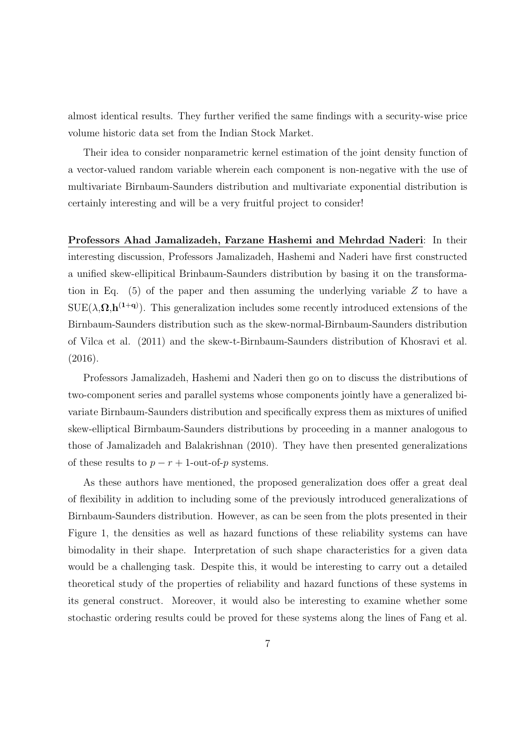almost identical results. They further verified the same findings with a security-wise price volume historic data set from the Indian Stock Market.

Their idea to consider nonparametric kernel estimation of the joint density function of a vector-valued random variable wherein each component is non-negative with the use of multivariate Birnbaum-Saunders distribution and multivariate exponential distribution is certainly interesting and will be a very fruitful project to consider!

**Professors Ahad Jamalizadeh, Farzane Hashemi and Mehrdad Naderi**: In their interesting discussion, Professors Jamalizadeh, Hashemi and Naderi have first constructed a unified skew-ellipitical Brinbaum-Saunders distribution by basing it on the transformation in Eq. (5) of the paper and then assuming the underlying variable $Z$ to have a $\mathrm{SUE}(\lambda,\mathbf{\Omega},\mathbf{h}^{(1+q)})$. This generalization includes some recently introduced extensions of the Birnbaum-Saunders distribution such as the skew-normal-Birnbaum-Saunders distribution of Vilca et al. (2011) and the skew-t-Birnbaum-Saunders distribution of Khosravi et al. (2016).

Professors Jamalizadeh, Hashemi and Naderi then go on to discuss the distributions of two-component series and parallel systems whose components jointly have a generalized bivariate Birnbaum-Saunders distribution and specifically express them as mixtures of unified skew-elliptical Birmbaum-Saunders distributions by proceeding in a manner analogous to those of Jamalizadeh and Balakrishnan (2010). They have then presented generalizations of these results to $p-r+1$-out-of-$p$ systems.

As these authors have mentioned, the proposed generalization does offer a great deal of flexibility in addition to including some of the previously introduced generalizations of Birnbaum-Saunders distribution. However, as can be seen from the plots presented in their Figure 1, the densities as well as hazard functions of these reliability systems can have bimodality in their shape. Interpretation of such shape characteristics for a given data would be a challenging task. Despite this, it would be interesting to carry out a detailed theoretical study of the properties of reliability and hazard functions of these systems in its general construct. Moreover, it would also be interesting to examine whether some stochastic ordering results could be proved for these systems along the lines of Fang et al.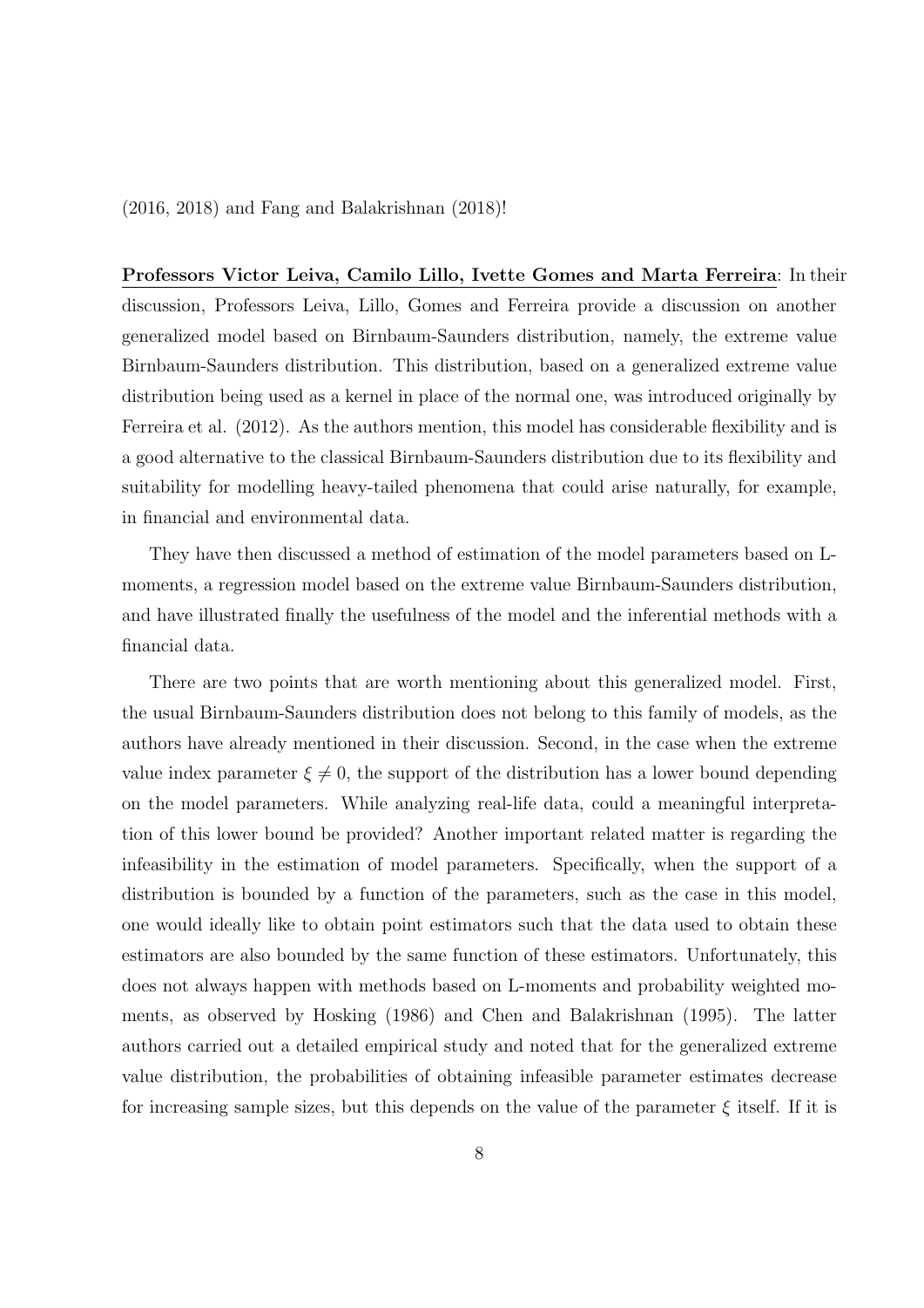(2016, 2018) and Fang and Balakrishnan (2018)!

**Professors Victor Leiva, Camilo Lillo, Ivette Gomes and Marta Ferreira**: In their discussion, Professors Leiva, Lillo, Gomes and Ferreira provide a discussion on another generalized model based on Birnbaum-Saunders distribution, namely, the extreme value Birnbaum-Saunders distribution. This distribution, based on a generalized extreme value distribution being used as a kernel in place of the normal one, was introduced originally by Ferreira et al. (2012). As the authors mention, this model has considerable flexibility and is a good alternative to the classical Birnbaum-Saunders distribution due to its flexibility and suitability for modelling heavy-tailed phenomena that could arise naturally, for example, in financial and environmental data.

They have then discussed a method of estimation of the model parameters based on L-moments, a regression model based on the extreme value Birnbaum-Saunders distribution, and have illustrated finally the usefulness of the model and the inferential methods with a financial data.

There are two points that are worth mentioning about this generalized model. First, the usual Birnbaum-Saunders distribution does not belong to this family of models, as the authors have already mentioned in their discussion. Second, in the case when the extreme value index parameter $\xi \neq 0$, the support of the distribution has a lower bound depending on the model parameters. While analyzing real-life data, could a meaningful interpretation of this lower bound be provided? Another important related matter is regarding the infeasibility in the estimation of model parameters. Specifically, when the support of a distribution is bounded by a function of the parameters, such as the case in this model, one would ideally like to obtain point estimators such that the data used to obtain these estimators are also bounded by the same function of these estimators. Unfortunately, this does not always happen with methods based on L-moments and probability weighted moments, as observed by Hosking (1986) and Chen and Balakrishnan (1995). The latter authors carried out a detailed empirical study and noted that for the generalized extreme value distribution, the probabilities of obtaining infeasible parameter estimates decrease for increasing sample sizes, but this depends on the value of the parameter $\xi$ itself. If it is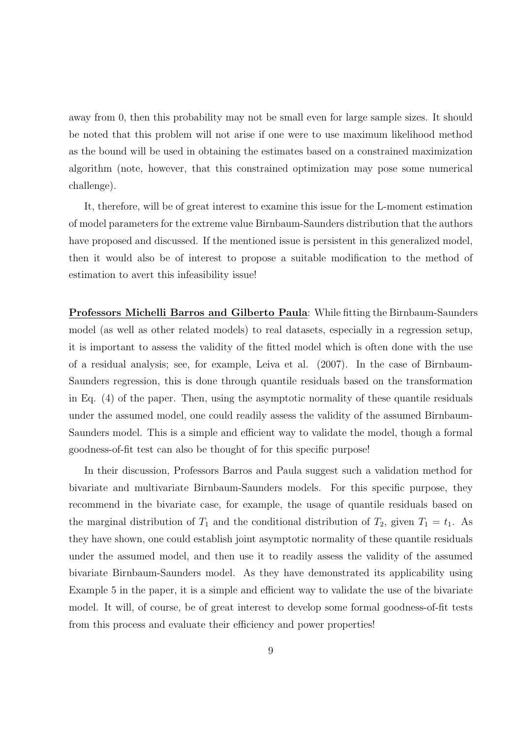away from 0, then this probability may not be small even for large sample sizes. It should be noted that this problem will not arise if one were to use maximum likelihood method as the bound will be used in obtaining the estimates based on a constrained maximization algorithm (note, however, that this constrained optimization may pose some numerical challenge).

It, therefore, will be of great interest to examine this issue for the L-moment estimation of model parameters for the extreme value Birnbaum-Saunders distribution that the authors have proposed and discussed. If the mentioned issue is persistent in this generalized model, then it would also be of interest to propose a suitable modification to the method of estimation to avert this infeasibility issue!

**Professors Michelli Barros and Gilberto Paula**: While fitting the Birnbaum-Saunders model (as well as other related models) to real datasets, especially in a regression setup, it is important to assess the validity of the fitted model which is often done with the use of a residual analysis; see, for example, Leiva et al. (2007). In the case of Birnbaum-Saunders regression, this is done through quantile residuals based on the transformation in Eq. (4) of the paper. Then, using the asymptotic normality of these quantile residuals under the assumed model, one could readily assess the validity of the assumed Birnbaum-Saunders model. This is a simple and efficient way to validate the model, though a formal goodness-of-fit test can also be thought of for this specific purpose!

In their discussion, Professors Barros and Paula suggest such a validation method for bivariate and multivariate Birnbaum-Saunders models. For this specific purpose, they recommend in the bivariate case, for example, the usage of quantile residuals based on the marginal distribution of $T_1$ and the conditional distribution of $T_2$, given $T_1 = t_1$. As they have shown, one could establish joint asymptotic normality of these quantile residuals under the assumed model, and then use it to readily assess the validity of the assumed bivariate Birnbaum-Saunders model. As they have demonstrated its applicability using Example 5 in the paper, it is a simple and efficient way to validate the use of the bivariate model. It will, of course, be of great interest to develop some formal goodness-of-fit tests from this process and evaluate their efficiency and power properties!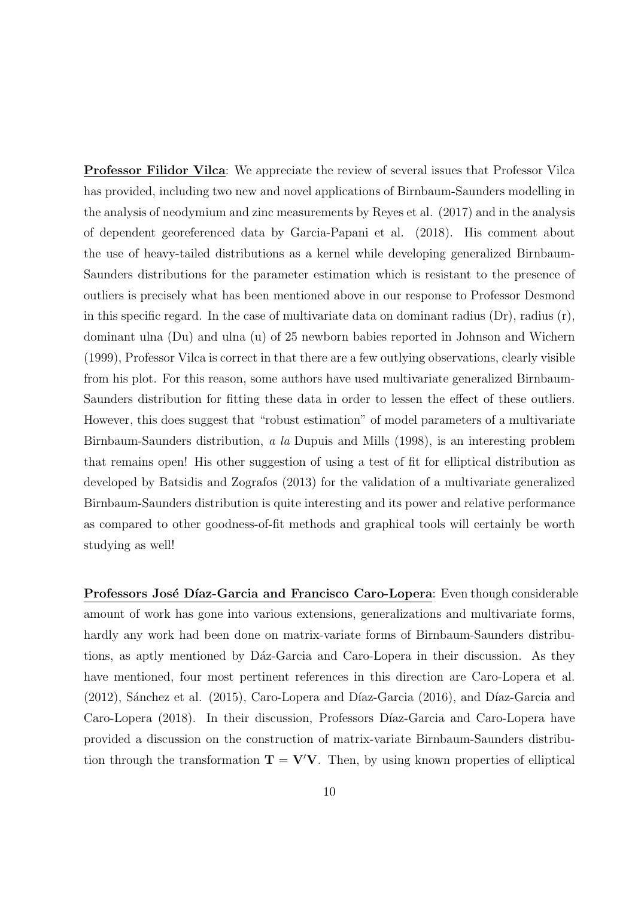**Professor Filidor Vilca**: We appreciate the review of several issues that Professor Vilca has provided, including two new and novel applications of Birnbaum-Saunders modelling in the analysis of neodymium and zinc measurements by Reyes et al. (2017) and in the analysis of dependent georeferenced data by Garcia-Papani et al. (2018). His comment about the use of heavy-tailed distributions as a kernel while developing generalized Birnbaum-Saunders distributions for the parameter estimation which is resistant to the presence of outliers is precisely what has been mentioned above in our response to Professor Desmond in this specific regard. In the case of multivariate data on dominant radius (Dr), radius (r), dominant ulna (Du) and ulna (u) of 25 newborn babies reported in Johnson and Wichern (1999), Professor Vilca is correct in that there are a few outlying observations, clearly visible from his plot. For this reason, some authors have used multivariate generalized Birnbaum-Saunders distribution for fitting these data in order to lessen the effect of these outliers. However, this does suggest that "robust estimation" of model parameters of a multivariate Birnbaum-Saunders distribution, *a la* Dupuis and Mills (1998), is an interesting problem that remains open! His other suggestion of using a test of fit for elliptical distribution as developed by Batsidis and Zografos (2013) for the validation of a multivariate generalized Birnbaum-Saunders distribution is quite interesting and its power and relative performance as compared to other goodness-of-fit methods and graphical tools will certainly be worth studying as well!

**Professors José Díaz-Garcia and Francisco Caro-Lopera**: Even though considerable amount of work has gone into various extensions, generalizations and multivariate forms, hardly any work had been done on matrix-variate forms of Birnbaum-Saunders distributions, as aptly mentioned by Dáz-Garcia and Caro-Lopera in their discussion. As they have mentioned, four most pertinent references in this direction are Caro-Lopera et al. (2012), Sánchez et al. (2015), Caro-Lopera and Díaz-Garcia (2016), and Díaz-Garcia and Caro-Lopera (2018). In their discussion, Professors Díaz-Garcia and Caro-Lopera have provided a discussion on the construction of matrix-variate Birnbaum-Saunders distribution through the transformation $\mathbf{T} = \mathbf{V}'\mathbf{V}$. Then, by using known properties of elliptical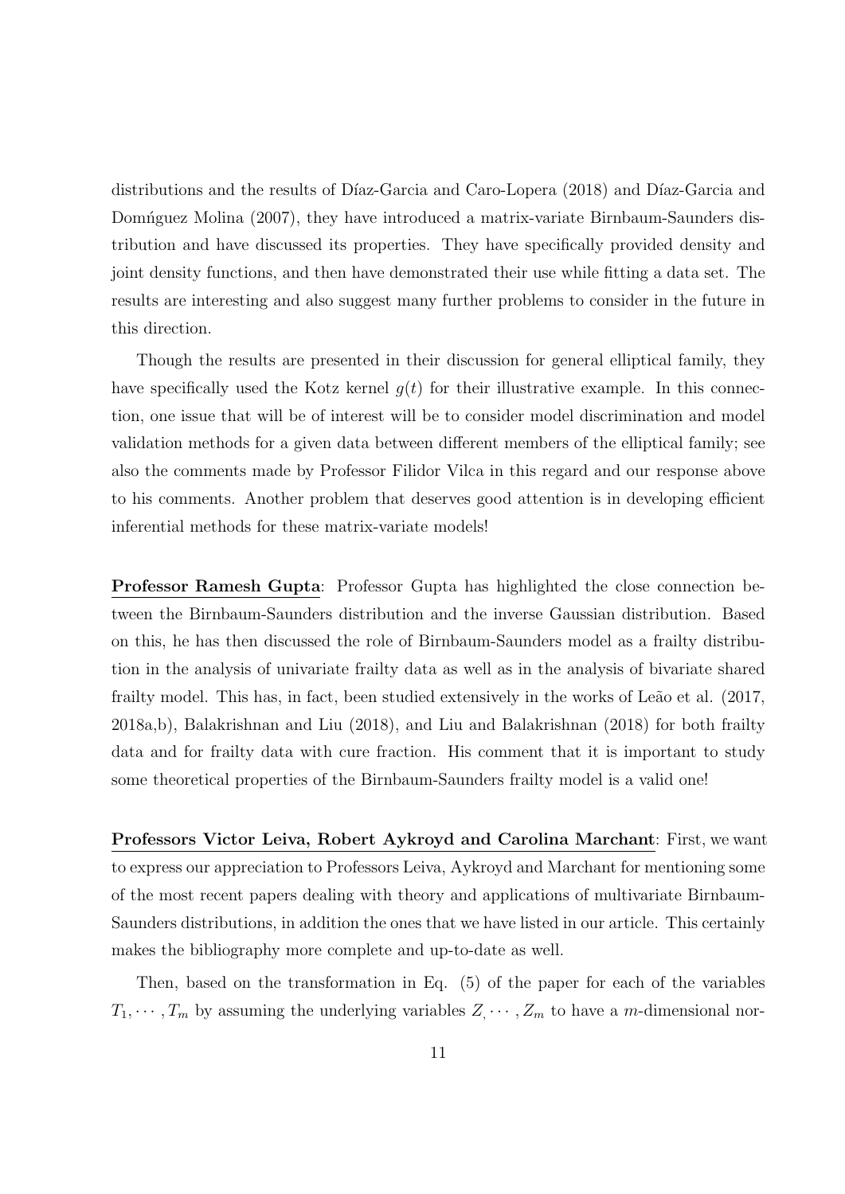distributions and the results of Díaz-Garcia and Caro-Lopera (2018) and Díaz-Garcia and Domńguez Molina (2007), they have introduced a matrix-variate Birnbaum-Saunders distribution and have discussed its properties. They have specifically provided density and joint density functions, and then have demonstrated their use while fitting a data set. The results are interesting and also suggest many further problems to consider in the future in this direction.

Though the results are presented in their discussion for general elliptical family, they have specifically used the Kotz kernel $g(t)$ for their illustrative example. In this connection, one issue that will be of interest will be to consider model discrimination and model validation methods for a given data between different members of the elliptical family; see also the comments made by Professor Filidor Vilca in this regard and our response above to his comments. Another problem that deserves good attention is in developing efficient inferential methods for these matrix-variate models!

**Professor Ramesh Gupta**: Professor Gupta has highlighted the close connection between the Birnbaum-Saunders distribution and the inverse Gaussian distribution. Based on this, he has then discussed the role of Birnbaum-Saunders model as a frailty distribution in the analysis of univariate frailty data as well as in the analysis of bivariate shared frailty model. This has, in fact, been studied extensively in the works of Leão et al. (2017, 2018a,b), Balakrishnan and Liu (2018), and Liu and Balakrishnan (2018) for both frailty data and for frailty data with cure fraction. His comment that it is important to study some theoretical properties of the Birnbaum-Saunders frailty model is a valid one!

**Professors Victor Leiva, Robert Aykroyd and Carolina Marchant**: First, we want to express our appreciation to Professors Leiva, Aykroyd and Marchant for mentioning some of the most recent papers dealing with theory and applications of multivariate Birnbaum-Saunders distributions, in addition the ones that we have listed in our article. This certainly makes the bibliography more complete and up-to-date as well.

Then, based on the transformation in Eq. (5) of the paper for each of the variables $T_1, \cdots, T_m$ by assuming the underlying variables $Z_, \cdots, Z_m$ to have a $m$-dimensional nor-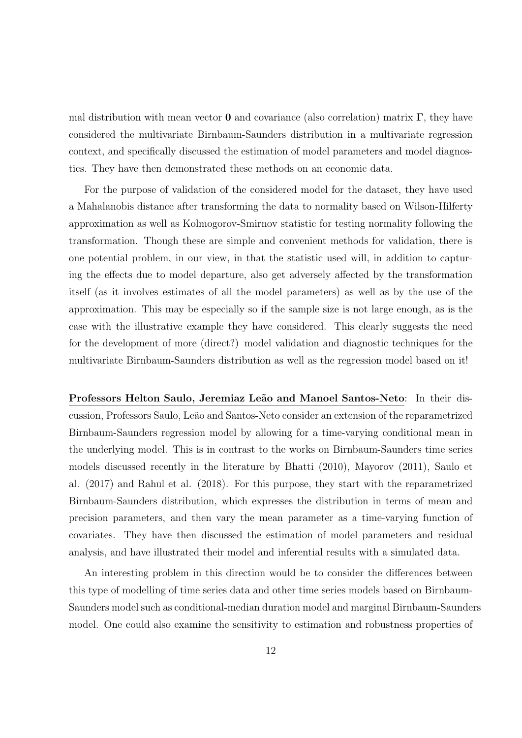mal distribution with mean vector $\mathbf{0}$ and covariance (also correlation) matrix $\mathbf{\Gamma}$, they have considered the multivariate Birnbaum-Saunders distribution in a multivariate regression context, and specifically discussed the estimation of model parameters and model diagnostics. They have then demonstrated these methods on an economic data.

For the purpose of validation of the considered model for the dataset, they have used a Mahalanobis distance after transforming the data to normality based on Wilson-Hilferty approximation as well as Kolmogorov-Smirnov statistic for testing normality following the transformation. Though these are simple and convenient methods for validation, there is one potential problem, in our view, in that the statistic used will, in addition to capturing the effects due to model departure, also get adversely affected by the transformation itself (as it involves estimates of all the model parameters) as well as by the use of the approximation. This may be especially so if the sample size is not large enough, as is the case with the illustrative example they have considered. This clearly suggests the need for the development of more (direct?) model validation and diagnostic techniques for the multivariate Birnbaum-Saunders distribution as well as the regression model based on it!

**Professors Helton Saulo, Jeremiaz Leão and Manoel Santos-Neto**: In their discussion, Professors Saulo, Leão and Santos-Neto consider an extension of the reparametrized Birnbaum-Saunders regression model by allowing for a time-varying conditional mean in the underlying model. This is in contrast to the works on Birnbaum-Saunders time series models discussed recently in the literature by Bhatti (2010), Mayorov (2011), Saulo et al. (2017) and Rahul et al. (2018). For this purpose, they start with the reparametrized Birnbaum-Saunders distribution, which expresses the distribution in terms of mean and precision parameters, and then vary the mean parameter as a time-varying function of covariates. They have then discussed the estimation of model parameters and residual analysis, and have illustrated their model and inferential results with a simulated data.

An interesting problem in this direction would be to consider the differences between this type of modelling of time series data and other time series models based on Birnbaum-Saunders model such as conditional-median duration model and marginal Birnbaum-Saunders model. One could also examine the sensitivity to estimation and robustness properties of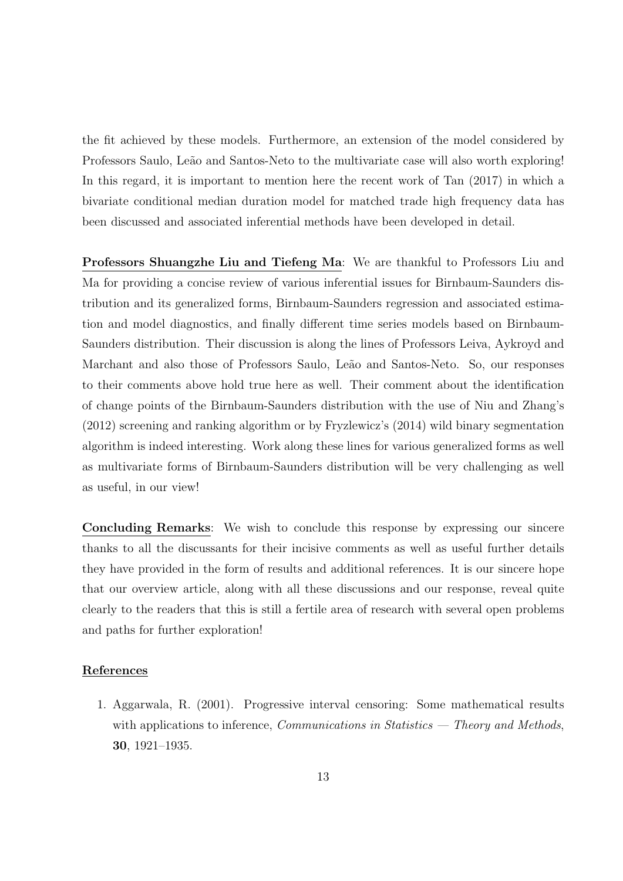the fit achieved by these models. Furthermore, an extension of the model considered by Professors Saulo, Leão and Santos-Neto to the multivariate case will also worth exploring! In this regard, it is important to mention here the recent work of Tan (2017) in which a bivariate conditional median duration model for matched trade high frequency data has been discussed and associated inferential methods have been developed in detail.

**Professors Shuangzhe Liu and Tiefeng Ma**: We are thankful to Professors Liu and Ma for providing a concise review of various inferential issues for Birnbaum-Saunders distribution and its generalized forms, Birnbaum-Saunders regression and associated estimation and model diagnostics, and finally different time series models based on Birnbaum-Saunders distribution. Their discussion is along the lines of Professors Leiva, Aykroyd and Marchant and also those of Professors Saulo, Leão and Santos-Neto. So, our responses to their comments above hold true here as well. Their comment about the identification of change points of the Birnbaum-Saunders distribution with the use of Niu and Zhang's (2012) screening and ranking algorithm or by Fryzlewicz's (2014) wild binary segmentation algorithm is indeed interesting. Work along these lines for various generalized forms as well as multivariate forms of Birnbaum-Saunders distribution will be very challenging as well as useful, in our view!

**Concluding Remarks**: We wish to conclude this response by expressing our sincere thanks to all the discussants for their incisive comments as well as useful further details they have provided in the form of results and additional references. It is our sincere hope that our overview article, along with all these discussions and our response, reveal quite clearly to the readers that this is still a fertile area of research with several open problems and paths for further exploration!

**References**

1. Aggarwala, R. (2001). Progressive interval censoring: Some mathematical results with applications to inference, *Communications in Statistics — Theory and Methods*, **30**, 1921–1935.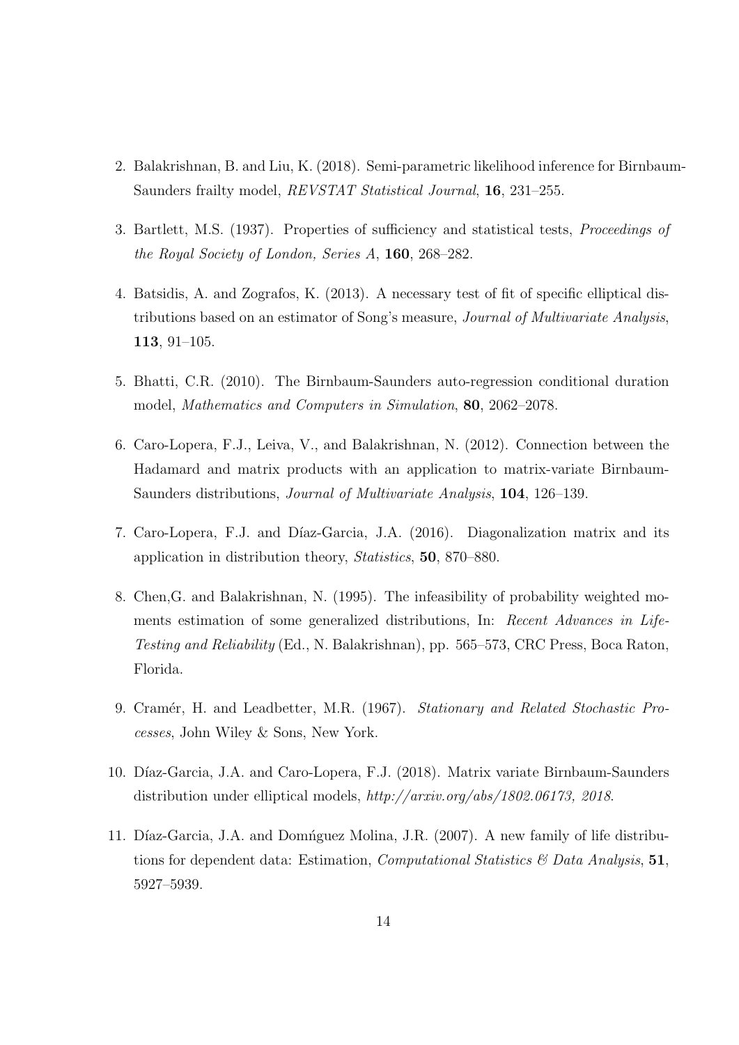2. Balakrishnan, B. and Liu, K. (2018). Semi-parametric likelihood inference for Birnbaum-Saunders frailty model, *REVSTAT Statistical Journal*, **16**, 231–255.

3. Bartlett, M.S. (1937). Properties of sufficiency and statistical tests, *Proceedings of the Royal Society of London, Series A*, **160**, 268–282.

4. Batsidis, A. and Zografos, K. (2013). A necessary test of fit of specific elliptical distributions based on an estimator of Song's measure, *Journal of Multivariate Analysis*, **113**, 91–105.

5. Bhatti, C.R. (2010). The Birnbaum-Saunders auto-regression conditional duration model, *Mathematics and Computers in Simulation*, **80**, 2062–2078.

6. Caro-Lopera, F.J., Leiva, V., and Balakrishnan, N. (2012). Connection between the Hadamard and matrix products with an application to matrix-variate Birnbaum-Saunders distributions, *Journal of Multivariate Analysis*, **104**, 126–139.

7. Caro-Lopera, F.J. and Díaz-Garcia, J.A. (2016). Diagonalization matrix and its application in distribution theory, *Statistics*, **50**, 870–880.

8. Chen,G. and Balakrishnan, N. (1995). The infeasibility of probability weighted moments estimation of some generalized distributions, In: *Recent Advances in Life-Testing and Reliability* (Ed., N. Balakrishnan), pp. 565–573, CRC Press, Boca Raton, Florida.

9. Cramér, H. and Leadbetter, M.R. (1967). *Stationary and Related Stochastic Processes*, John Wiley & Sons, New York.

10. Díaz-Garcia, J.A. and Caro-Lopera, F.J. (2018). Matrix variate Birnbaum-Saunders distribution under elliptical models, *http://arxiv.org/abs/1802.06173, 2018*.

11. Díaz-Garcia, J.A. and Domńguez Molina, J.R. (2007). A new family of life distributions for dependent data: Estimation, *Computational Statistics & Data Analysis*, **51**, 5927–5939.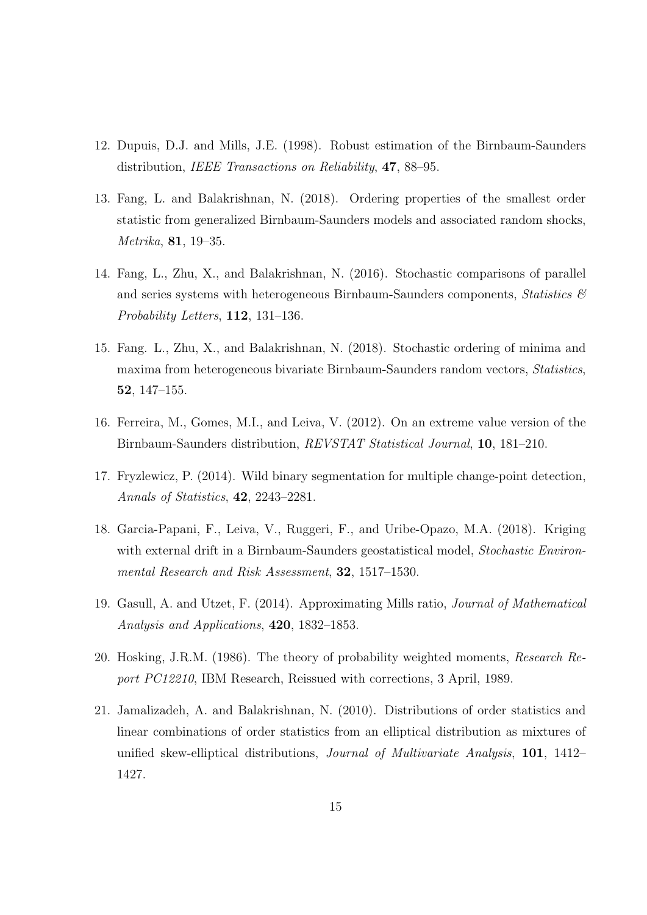12. Dupuis, D.J. and Mills, J.E. (1998). Robust estimation of the Birnbaum-Saunders distribution, *IEEE Transactions on Reliability*, **47**, 88–95.

13. Fang, L. and Balakrishnan, N. (2018). Ordering properties of the smallest order statistic from generalized Birnbaum-Saunders models and associated random shocks, *Metrika*, **81**, 19–35.

14. Fang, L., Zhu, X., and Balakrishnan, N. (2016). Stochastic comparisons of parallel and series systems with heterogeneous Birnbaum-Saunders components, *Statistics & Probability Letters*, **112**, 131–136.

15. Fang. L., Zhu, X., and Balakrishnan, N. (2018). Stochastic ordering of minima and maxima from heterogeneous bivariate Birnbaum-Saunders random vectors, *Statistics*, **52**, 147–155.

16. Ferreira, M., Gomes, M.I., and Leiva, V. (2012). On an extreme value version of the Birnbaum-Saunders distribution, *REVSTAT Statistical Journal*, **10**, 181–210.

17. Fryzlewicz, P. (2014). Wild binary segmentation for multiple change-point detection, *Annals of Statistics*, **42**, 2243–2281.

18. Garcia-Papani, F., Leiva, V., Ruggeri, F., and Uribe-Opazo, M.A. (2018). Kriging with external drift in a Birnbaum-Saunders geostatistical model, *Stochastic Environmental Research and Risk Assessment*, **32**, 1517–1530.

19. Gasull, A. and Utzet, F. (2014). Approximating Mills ratio, *Journal of Mathematical Analysis and Applications*, **420**, 1832–1853.

20. Hosking, J.R.M. (1986). The theory of probability weighted moments, *Research Report PC12210*, IBM Research, Reissued with corrections, 3 April, 1989.

21. Jamalizadeh, A. and Balakrishnan, N. (2010). Distributions of order statistics and linear combinations of order statistics from an elliptical distribution as mixtures of unified skew-elliptical distributions, *Journal of Multivariate Analysis*, **101**, 1412–1427.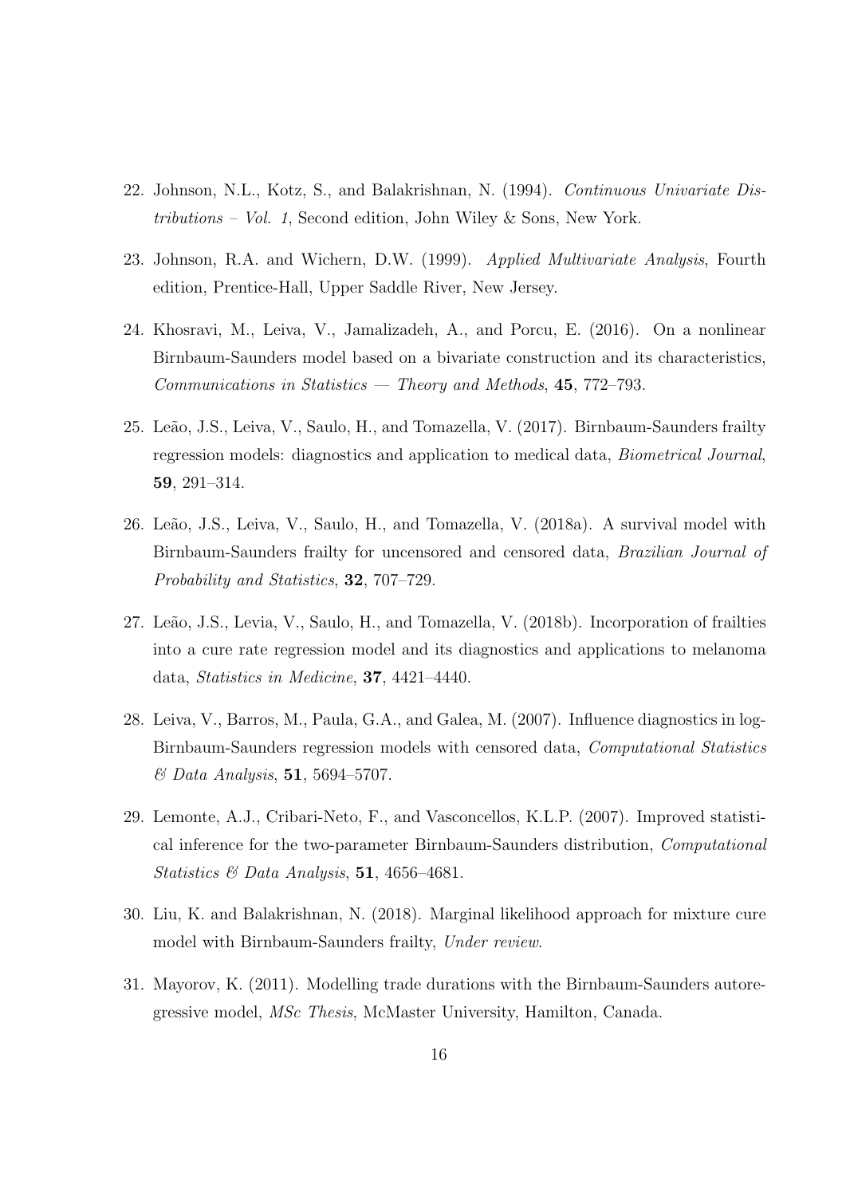22. Johnson, N.L., Kotz, S., and Balakrishnan, N. (1994). *Continuous Univariate Distributions – Vol. 1*, Second edition, John Wiley & Sons, New York.

23. Johnson, R.A. and Wichern, D.W. (1999). *Applied Multivariate Analysis*, Fourth edition, Prentice-Hall, Upper Saddle River, New Jersey.

24. Khosravi, M., Leiva, V., Jamalizadeh, A., and Porcu, E. (2016). On a nonlinear Birnbaum-Saunders model based on a bivariate construction and its characteristics, *Communications in Statistics — Theory and Methods*, **45**, 772–793.

25. Leão, J.S., Leiva, V., Saulo, H., and Tomazella, V. (2017). Birnbaum-Saunders frailty regression models: diagnostics and application to medical data, *Biometrical Journal*, **59**, 291–314.

26. Leão, J.S., Leiva, V., Saulo, H., and Tomazella, V. (2018a). A survival model with Birnbaum-Saunders frailty for uncensored and censored data, *Brazilian Journal of Probability and Statistics*, **32**, 707–729.

27. Leão, J.S., Levia, V., Saulo, H., and Tomazella, V. (2018b). Incorporation of frailties into a cure rate regression model and its diagnostics and applications to melanoma data, *Statistics in Medicine*, **37**, 4421–4440.

28. Leiva, V., Barros, M., Paula, G.A., and Galea, M. (2007). Influence diagnostics in log-Birnbaum-Saunders regression models with censored data, *Computational Statistics & Data Analysis*, **51**, 5694–5707.

29. Lemonte, A.J., Cribari-Neto, F., and Vasconcellos, K.L.P. (2007). Improved statistical inference for the two-parameter Birnbaum-Saunders distribution, *Computational Statistics & Data Analysis*, **51**, 4656–4681.

30. Liu, K. and Balakrishnan, N. (2018). Marginal likelihood approach for mixture cure model with Birnbaum-Saunders frailty, *Under review*.

31. Mayorov, K. (2011). Modelling trade durations with the Birnbaum-Saunders autoregressive model, *MSc Thesis*, McMaster University, Hamilton, Canada.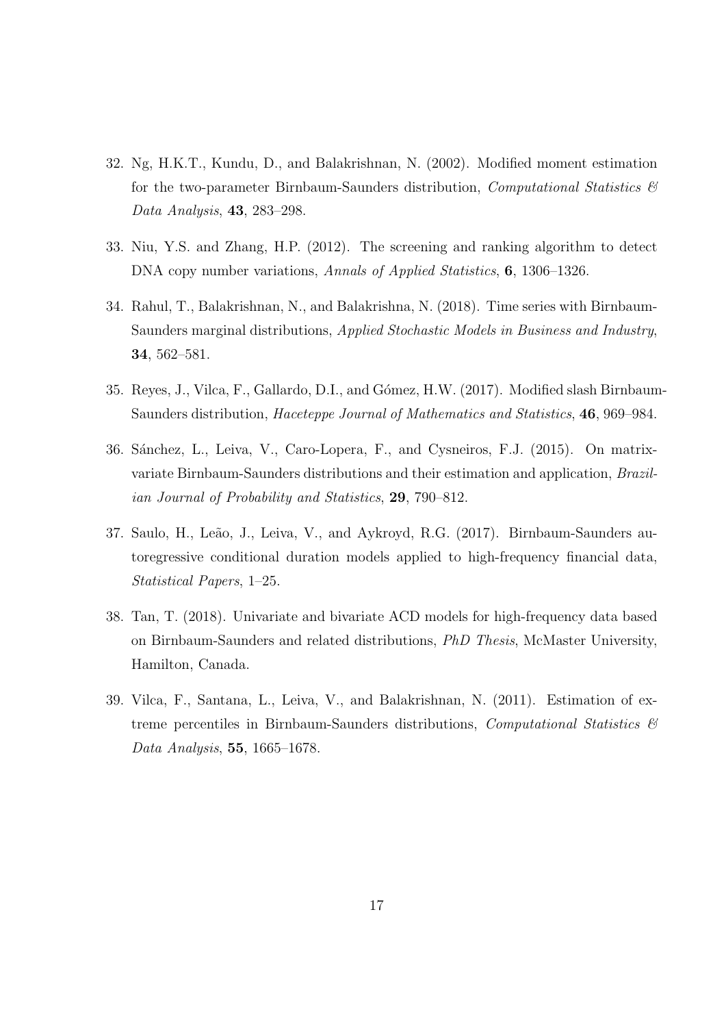32. Ng, H.K.T., Kundu, D., and Balakrishnan, N. (2002). Modified moment estimation for the two-parameter Birnbaum-Saunders distribution, *Computational Statistics & Data Analysis*, **43**, 283–298.

33. Niu, Y.S. and Zhang, H.P. (2012). The screening and ranking algorithm to detect DNA copy number variations, *Annals of Applied Statistics*, **6**, 1306–1326.

34. Rahul, T., Balakrishnan, N., and Balakrishna, N. (2018). Time series with Birnbaum-Saunders marginal distributions, *Applied Stochastic Models in Business and Industry*, **34**, 562–581.

35. Reyes, J., Vilca, F., Gallardo, D.I., and Gómez, H.W. (2017). Modified slash Birnbaum-Saunders distribution, *Haceteppe Journal of Mathematics and Statistics*, **46**, 969–984.

36. Sánchez, L., Leiva, V., Caro-Lopera, F., and Cysneiros, F.J. (2015). On matrix-variate Birnbaum-Saunders distributions and their estimation and application, *Brazilian Journal of Probability and Statistics*, **29**, 790–812.

37. Saulo, H., Leão, J., Leiva, V., and Aykroyd, R.G. (2017). Birnbaum-Saunders autoregressive conditional duration models applied to high-frequency financial data, *Statistical Papers*, 1–25.

38. Tan, T. (2018). Univariate and bivariate ACD models for high-frequency data based on Birnbaum-Saunders and related distributions, *PhD Thesis*, McMaster University, Hamilton, Canada.

39. Vilca, F., Santana, L., Leiva, V., and Balakrishnan, N. (2011). Estimation of extreme percentiles in Birnbaum-Saunders distributions, *Computational Statistics & Data Analysis*, **55**, 1665–1678.